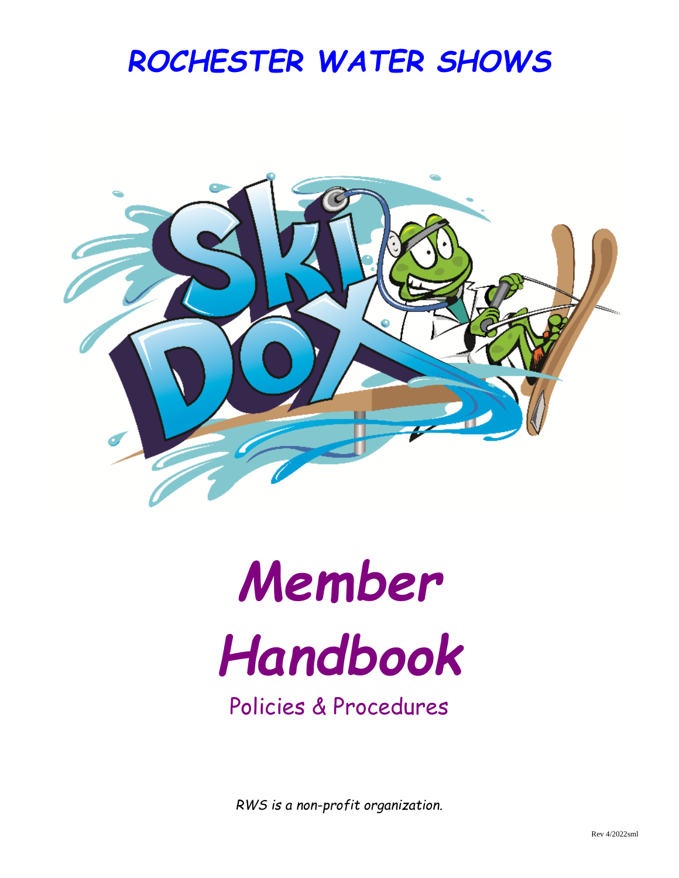# ROCHESTER WATER SHOWS

# *Member Handbook*

## Policies & Procedures

*RWS is a non-profit organization.*

Rev 4/2022sml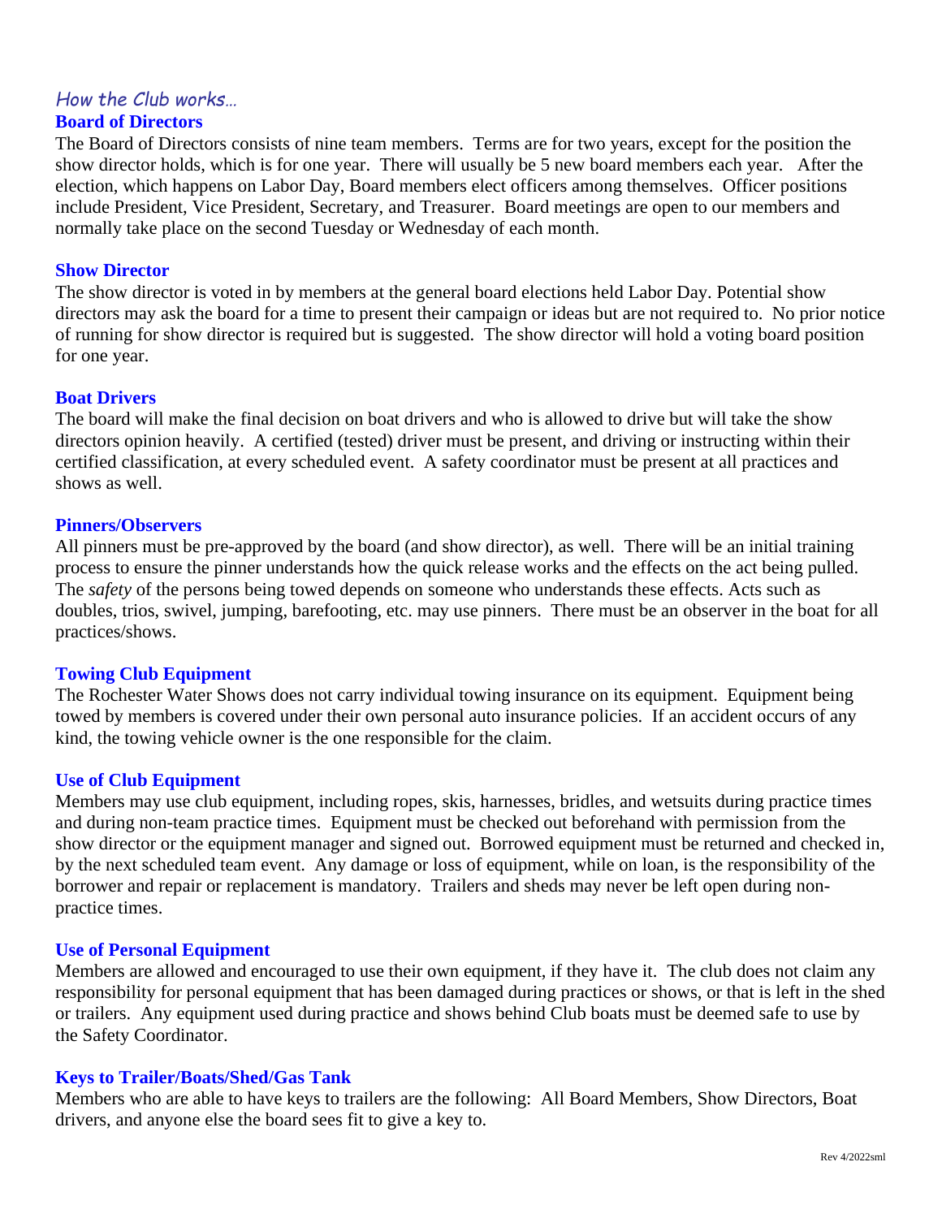*How the Club works…*

## Board of Directors

The Board of Directors consists of nine team members. Terms are for two years, except for the position the show director holds, which is for one year. There will usually be 5 new board members each year. After the election, which happens on Labor Day, Board members elect officers among themselves. Officer positions include President, Vice President, Secretary, and Treasurer. Board meetings are open to our members and normally take place on the second Tuesday or Wednesday of each month.

## Show Director

The show director is voted in by members at the general board elections held Labor Day. Potential show directors may ask the board for a time to present their campaign or ideas but are not required to. No prior notice of running for show director is required but is suggested. The show director will hold a voting board position for one year.

## Boat Drivers

The board will make the final decision on boat drivers and who is allowed to drive but will take the show directors opinion heavily. A certified (tested) driver must be present, and driving or instructing within their certified classification, at every scheduled event. A safety coordinator must be present at all practices and shows as well.

## Pinners/Observers

All pinners must be pre-approved by the board (and show director), as well. There will be an initial training process to ensure the pinner understands how the quick release works and the effects on the act being pulled. The *safety* of the persons being towed depends on someone who understands these effects. Acts such as doubles, trios, swivel, jumping, barefooting, etc. may use pinners. There must be an observer in the boat for all practices/shows.

## Towing Club Equipment

The Rochester Water Shows does not carry individual towing insurance on its equipment. Equipment being towed by members is covered under their own personal auto insurance policies. If an accident occurs of any kind, the towing vehicle owner is the one responsible for the claim.

## Use of Club Equipment

Members may use club equipment, including ropes, skis, harnesses, bridles, and wetsuits during practice times and during non-team practice times. Equipment must be checked out beforehand with permission from the show director or the equipment manager and signed out. Borrowed equipment must be returned and checked in, by the next scheduled team event. Any damage or loss of equipment, while on loan, is the responsibility of the borrower and repair or replacement is mandatory. Trailers and sheds may never be left open during non-practice times.

## Use of Personal Equipment

Members are allowed and encouraged to use their own equipment, if they have it. The club does not claim any responsibility for personal equipment that has been damaged during practices or shows, or that is left in the shed or trailers. Any equipment used during practice and shows behind Club boats must be deemed safe to use by the Safety Coordinator.

## Keys to Trailer/Boats/Shed/Gas Tank

Members who are able to have keys to trailers are the following: All Board Members, Show Directors, Boat drivers, and anyone else the board sees fit to give a key to.

Rev 4/2022sml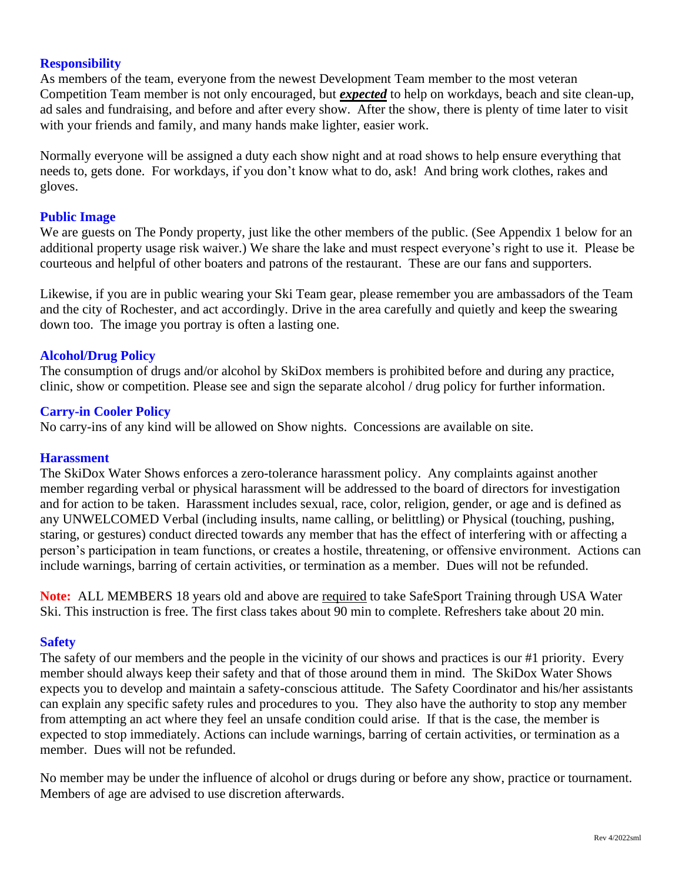### Responsibility

As members of the team, everyone from the newest Development Team member to the most veteran Competition Team member is not only encouraged, but ***expected*** to help on workdays, beach and site clean-up, ad sales and fundraising, and before and after every show. After the show, there is plenty of time later to visit with your friends and family, and many hands make lighter, easier work.

Normally everyone will be assigned a duty each show night and at road shows to help ensure everything that needs to, gets done. For workdays, if you don't know what to do, ask! And bring work clothes, rakes and gloves.

### Public Image

We are guests on The Pondy property, just like the other members of the public. (See Appendix 1 below for an additional property usage risk waiver.) We share the lake and must respect everyone's right to use it. Please be courteous and helpful of other boaters and patrons of the restaurant. These are our fans and supporters.

Likewise, if you are in public wearing your Ski Team gear, please remember you are ambassadors of the Team and the city of Rochester, and act accordingly. Drive in the area carefully and quietly and keep the swearing down too. The image you portray is often a lasting one.

### Alcohol/Drug Policy

The consumption of drugs and/or alcohol by SkiDox members is prohibited before and during any practice, clinic, show or competition. Please see and sign the separate alcohol / drug policy for further information.

### Carry-in Cooler Policy

No carry-ins of any kind will be allowed on Show nights. Concessions are available on site.

### Harassment

The SkiDox Water Shows enforces a zero-tolerance harassment policy. Any complaints against another member regarding verbal or physical harassment will be addressed to the board of directors for investigation and for action to be taken. Harassment includes sexual, race, color, religion, gender, or age and is defined as any UNWELCOMED Verbal (including insults, name calling, or belittling) or Physical (touching, pushing, staring, or gestures) conduct directed towards any member that has the effect of interfering with or affecting a person's participation in team functions, or creates a hostile, threatening, or offensive environment. Actions can include warnings, barring of certain activities, or termination as a member. Dues will not be refunded.

**Note:** ALL MEMBERS 18 years old and above are required to take SafeSport Training through USA Water Ski. This instruction is free. The first class takes about 90 min to complete. Refreshers take about 20 min.

### Safety

The safety of our members and the people in the vicinity of our shows and practices is our #1 priority. Every member should always keep their safety and that of those around them in mind. The SkiDox Water Shows expects you to develop and maintain a safety-conscious attitude. The Safety Coordinator and his/her assistants can explain any specific safety rules and procedures to you. They also have the authority to stop any member from attempting an act where they feel an unsafe condition could arise. If that is the case, the member is expected to stop immediately. Actions can include warnings, barring of certain activities, or termination as a member. Dues will not be refunded.

No member may be under the influence of alcohol or drugs during or before any show, practice or tournament. Members of age are advised to use discretion afterwards.

Rev 4/2022sml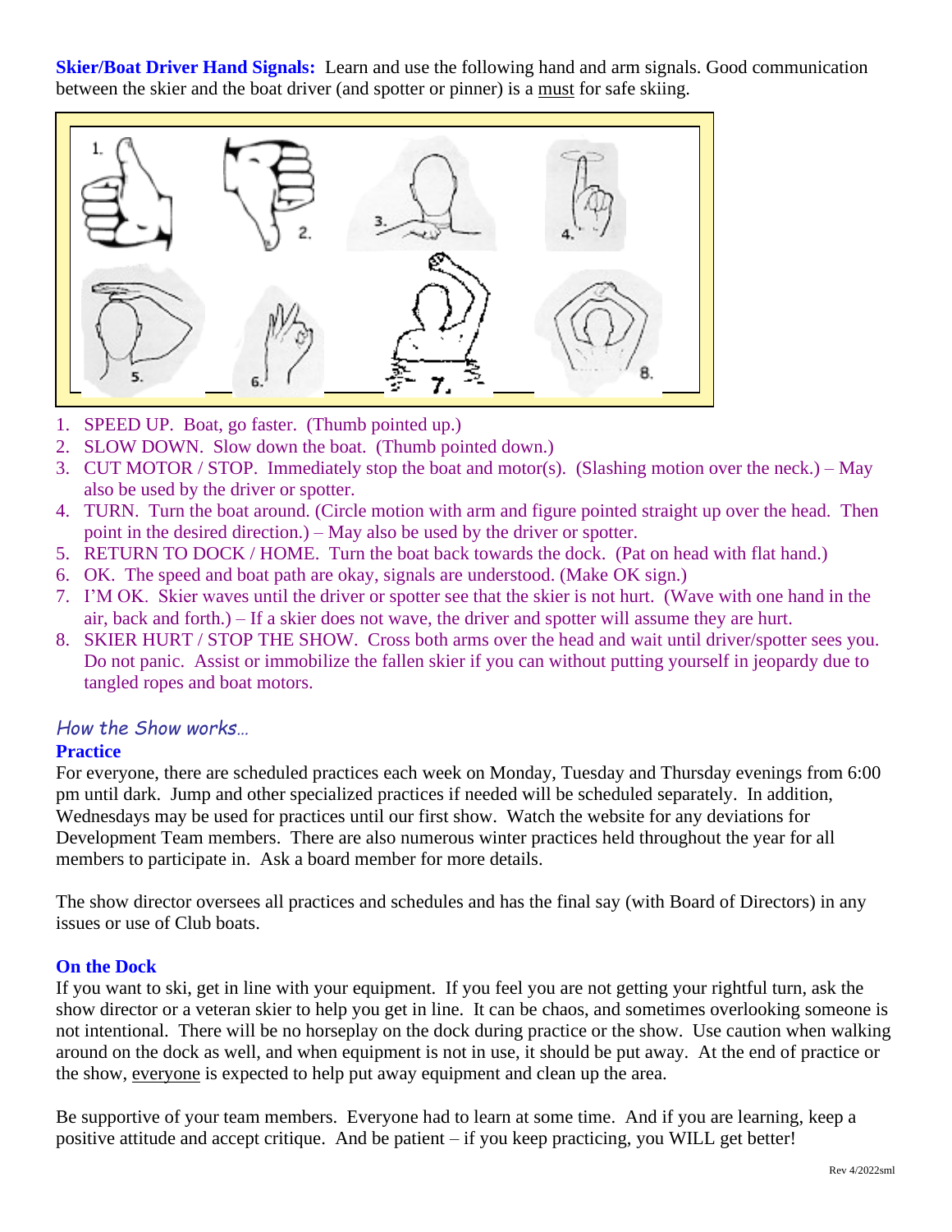**Skier/Boat Driver Hand Signals:** Learn and use the following hand and arm signals. Good communication between the skier and the boat driver (and spotter or pinner) is a must for safe skiing.

1. SPEED UP. Boat, go faster. (Thumb pointed up.)
2. SLOW DOWN. Slow down the boat. (Thumb pointed down.)
3. CUT MOTOR / STOP. Immediately stop the boat and motor(s). (Slashing motion over the neck.) – May also be used by the driver or spotter.
4. TURN. Turn the boat around. (Circle motion with arm and figure pointed straight up over the head. Then point in the desired direction.) – May also be used by the driver or spotter.
5. RETURN TO DOCK / HOME. Turn the boat back towards the dock. (Pat on head with flat hand.)
6. OK. The speed and boat path are okay, signals are understood. (Make OK sign.)
7. I'M OK. Skier waves until the driver or spotter see that the skier is not hurt. (Wave with one hand in the air, back and forth.) – If a skier does not wave, the driver and spotter will assume they are hurt.
8. SKIER HURT / STOP THE SHOW. Cross both arms over the head and wait until driver/spotter sees you. Do not panic. Assist or immobilize the fallen skier if you can without putting yourself in jeopardy due to tangled ropes and boat motors.

## *How the Show works…*

### Practice

For everyone, there are scheduled practices each week on Monday, Tuesday and Thursday evenings from 6:00 pm until dark. Jump and other specialized practices if needed will be scheduled separately. In addition, Wednesdays may be used for practices until our first show. Watch the website for any deviations for Development Team members. There are also numerous winter practices held throughout the year for all members to participate in. Ask a board member for more details.

The show director oversees all practices and schedules and has the final say (with Board of Directors) in any issues or use of Club boats.

### On the Dock

If you want to ski, get in line with your equipment. If you feel you are not getting your rightful turn, ask the show director or a veteran skier to help you get in line. It can be chaos, and sometimes overlooking someone is not intentional. There will be no horseplay on the dock during practice or the show. Use caution when walking around on the dock as well, and when equipment is not in use, it should be put away. At the end of practice or the show, everyone is expected to help put away equipment and clean up the area.

Be supportive of your team members. Everyone had to learn at some time. And if you are learning, keep a positive attitude and accept critique. And be patient – if you keep practicing, you WILL get better!

Rev 4/2022sml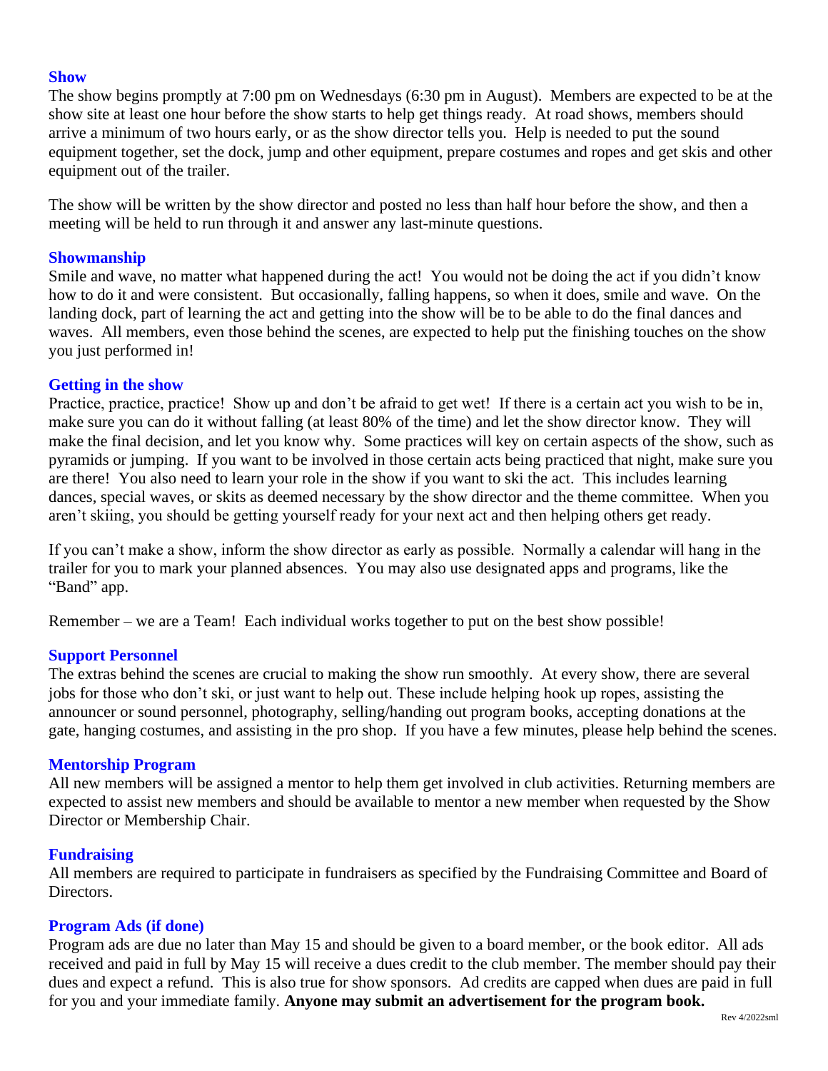### Show

The show begins promptly at 7:00 pm on Wednesdays (6:30 pm in August). Members are expected to be at the show site at least one hour before the show starts to help get things ready. At road shows, members should arrive a minimum of two hours early, or as the show director tells you. Help is needed to put the sound equipment together, set the dock, jump and other equipment, prepare costumes and ropes and get skis and other equipment out of the trailer.

The show will be written by the show director and posted no less than half hour before the show, and then a meeting will be held to run through it and answer any last-minute questions.

### Showmanship

Smile and wave, no matter what happened during the act! You would not be doing the act if you didn't know how to do it and were consistent. But occasionally, falling happens, so when it does, smile and wave. On the landing dock, part of learning the act and getting into the show will be to be able to do the final dances and waves. All members, even those behind the scenes, are expected to help put the finishing touches on the show you just performed in!

### Getting in the show

Practice, practice, practice! Show up and don't be afraid to get wet! If there is a certain act you wish to be in, make sure you can do it without falling (at least 80% of the time) and let the show director know. They will make the final decision, and let you know why. Some practices will key on certain aspects of the show, such as pyramids or jumping. If you want to be involved in those certain acts being practiced that night, make sure you are there! You also need to learn your role in the show if you want to ski the act. This includes learning dances, special waves, or skits as deemed necessary by the show director and the theme committee. When you aren't skiing, you should be getting yourself ready for your next act and then helping others get ready.

If you can't make a show, inform the show director as early as possible. Normally a calendar will hang in the trailer for you to mark your planned absences. You may also use designated apps and programs, like the "Band" app.

Remember – we are a Team! Each individual works together to put on the best show possible!

### Support Personnel

The extras behind the scenes are crucial to making the show run smoothly. At every show, there are several jobs for those who don't ski, or just want to help out. These include helping hook up ropes, assisting the announcer or sound personnel, photography, selling/handing out program books, accepting donations at the gate, hanging costumes, and assisting in the pro shop. If you have a few minutes, please help behind the scenes.

### Mentorship Program

All new members will be assigned a mentor to help them get involved in club activities. Returning members are expected to assist new members and should be available to mentor a new member when requested by the Show Director or Membership Chair.

### Fundraising

All members are required to participate in fundraisers as specified by the Fundraising Committee and Board of Directors.

### Program Ads (if done)

Program ads are due no later than May 15 and should be given to a board member, or the book editor. All ads received and paid in full by May 15 will receive a dues credit to the club member. The member should pay their dues and expect a refund. This is also true for show sponsors. Ad credits are capped when dues are paid in full for you and your immediate family. **Anyone may submit an advertisement for the program book.**

Rev 4/2022sml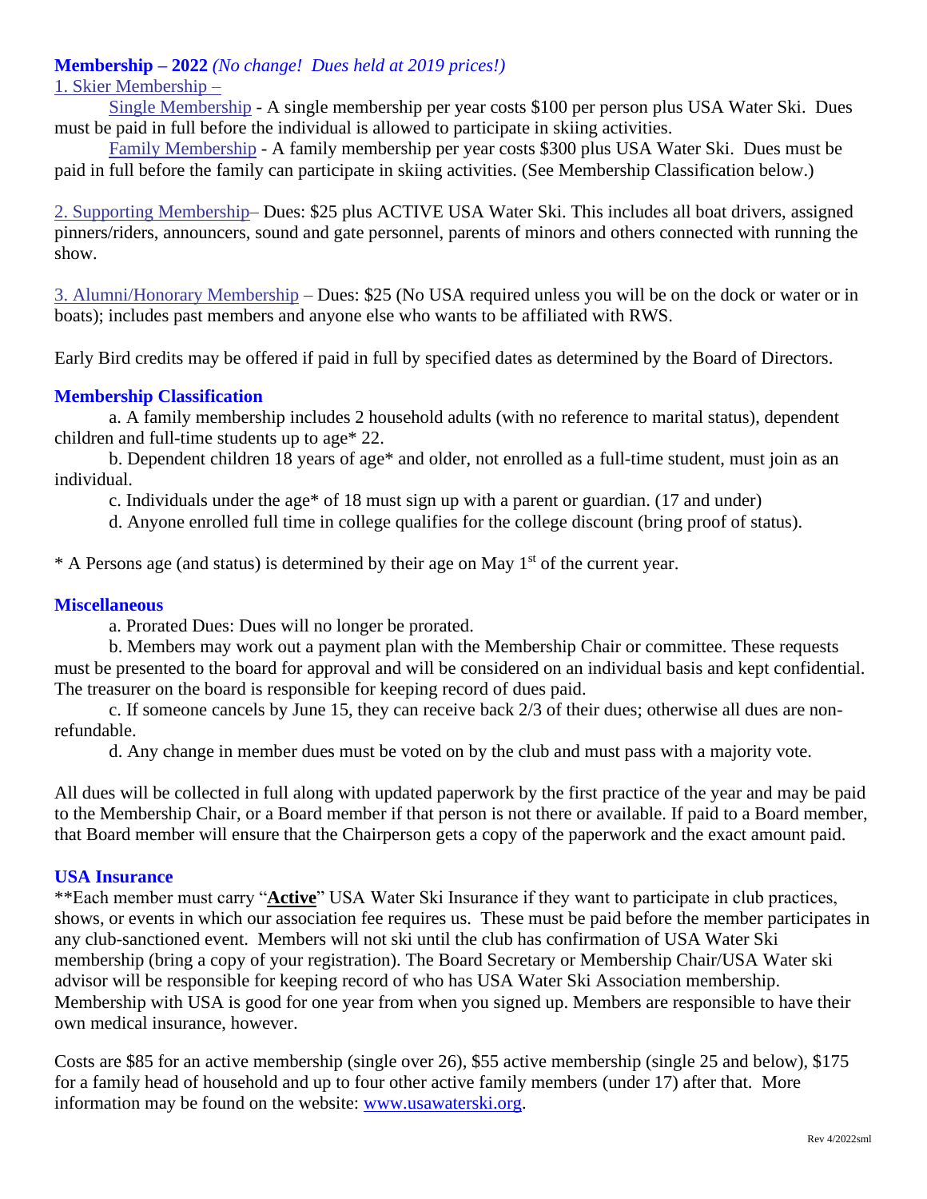## **Membership – 2022** *(No change! Dues held at 2019 prices!)*

1. Skier Membership –

Single Membership - A single membership per year costs $100 per person plus USA Water Ski. Dues must be paid in full before the individual is allowed to participate in skiing activities.

Family Membership - A family membership per year costs $300 plus USA Water Ski. Dues must be paid in full before the family can participate in skiing activities. (See Membership Classification below.)

2. Supporting Membership– Dues: $25 plus ACTIVE USA Water Ski. This includes all boat drivers, assigned pinners/riders, announcers, sound and gate personnel, parents of minors and others connected with running the show.

3. Alumni/Honorary Membership – Dues: $25 (No USA required unless you will be on the dock or water or in boats); includes past members and anyone else who wants to be affiliated with RWS.

Early Bird credits may be offered if paid in full by specified dates as determined by the Board of Directors.

### **Membership Classification**

a. A family membership includes 2 household adults (with no reference to marital status), dependent children and full-time students up to age* 22.

b. Dependent children 18 years of age* and older, not enrolled as a full-time student, must join as an individual.

c. Individuals under the age* of 18 must sign up with a parent or guardian. (17 and under)

d. Anyone enrolled full time in college qualifies for the college discount (bring proof of status).

* A Persons age (and status) is determined by their age on May 1st of the current year.

### **Miscellaneous**

a. Prorated Dues: Dues will no longer be prorated.

b. Members may work out a payment plan with the Membership Chair or committee. These requests must be presented to the board for approval and will be considered on an individual basis and kept confidential. The treasurer on the board is responsible for keeping record of dues paid.

c. If someone cancels by June 15, they can receive back 2/3 of their dues; otherwise all dues are non-refundable.

d. Any change in member dues must be voted on by the club and must pass with a majority vote.

All dues will be collected in full along with updated paperwork by the first practice of the year and may be paid to the Membership Chair, or a Board member if that person is not there or available. If paid to a Board member, that Board member will ensure that the Chairperson gets a copy of the paperwork and the exact amount paid.

### **USA Insurance**

**Each member must carry "**Active**" USA Water Ski Insurance if they want to participate in club practices, shows, or events in which our association fee requires us. These must be paid before the member participates in any club-sanctioned event. Members will not ski until the club has confirmation of USA Water Ski membership (bring a copy of your registration). The Board Secretary or Membership Chair/USA Water ski advisor will be responsible for keeping record of who has USA Water Ski Association membership. Membership with USA is good for one year from when you signed up. Members are responsible to have their own medical insurance, however.

Costs are $85 for an active membership (single over 26), $55 active membership (single 25 and below), $175 for a family head of household and up to four other active family members (under 17) after that. More information may be found on the website: www.usawaterski.org.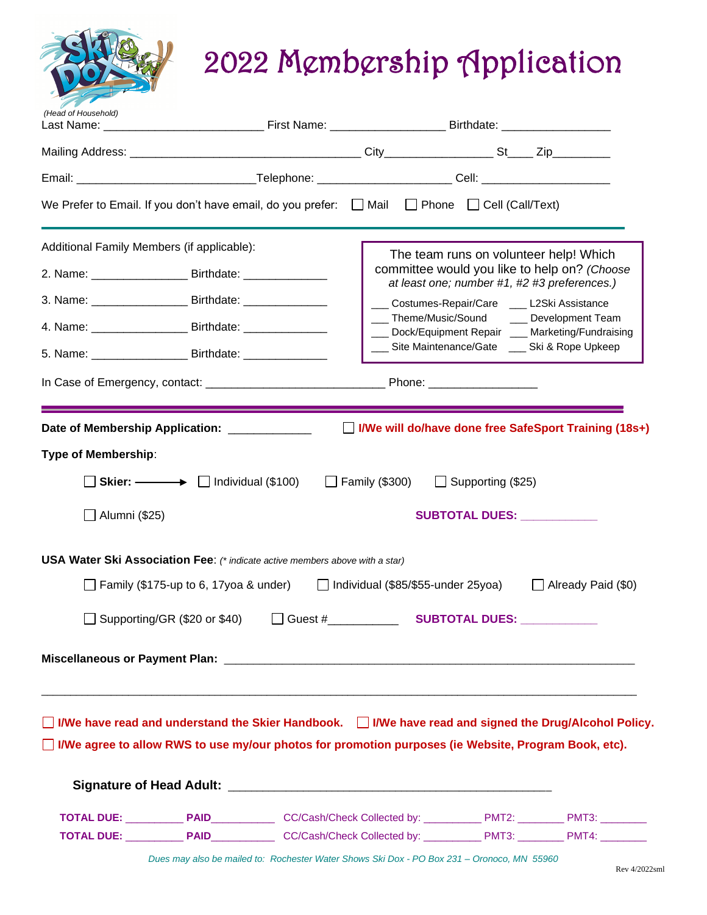# 2022 Membership Application

*(Head of Household)*
Last Name: ________________________ First Name: _________________ Birthdate: ________________

Mailing Address: ___________________________________ City________________ St____ Zip_________

Email: ___________________________Telephone: ____________________ Cell: ___________________

We Prefer to Email. If you don't have email, do you prefer: ☐ Mail ☐ Phone ☐ Cell (Call/Text)

---

Additional Family Members (if applicable):

2. Name: ______________ Birthdate: ____________

3. Name: ______________ Birthdate: ____________

4. Name: ______________ Birthdate: ____________

5. Name: ______________ Birthdate: ____________

The team runs on volunteer help! Which committee would you like to help on? *(Choose at least one; number #1, #2 #3 preferences.)*

___ Costumes-Repair/Care
___ Theme/Music/Sound
___ Dock/Equipment Repair
___ Site Maintenance/Gate
___ L2Ski Assistance
___ Development Team
___ Marketing/Fundraising
___ Ski & Rope Upkeep

In Case of Emergency, contact: ___________________________ Phone: ________________

---

**Date of Membership Application:** ____________ ☐ **I/We will do/have done free SafeSport Training (18s+)**

**Type of Membership**:

☐ **Skier:** ⟶ ☐ Individual ($100) ☐ Family ($300) ☐ Supporting ($25)

☐ Alumni ($25) **SUBTOTAL DUES:** ___________

**USA Water Ski Association Fee**: *(\* indicate active members above with a star)*

☐ Family ($175-up to 6, 17yoa & under) ☐ Individual ($85/$55-under 25yoa) ☐ Already Paid ($0)

☐ Supporting/GR ($20 or $40) ☐ Guest #__________ **SUBTOTAL DUES:** ___________

**Miscellaneous or Payment Plan:** _______________________________________________________________

_____________________________________________________________________________________

☐ **I/We have read and understand the Skier Handbook.** ☐ **I/We have read and signed the Drug/Alcohol Policy.**

☐ **I/We agree to allow RWS to use my/our photos for promotion purposes (ie Website, Program Book, etc).**

**Signature of Head Adult:** _____________________________________________

**TOTAL DUE:** _________ **PAID**__________ CC/Cash/Check Collected by: _________ PMT2: _______ PMT3: _______

**TOTAL DUE:** _________ **PAID**__________ CC/Cash/Check Collected by: _________ PMT3: _______ PMT4: _______

*Dues may also be mailed to: Rochester Water Shows Ski Dox - PO Box 231 – Oronoco, MN 55960*

Rev 4/2022sml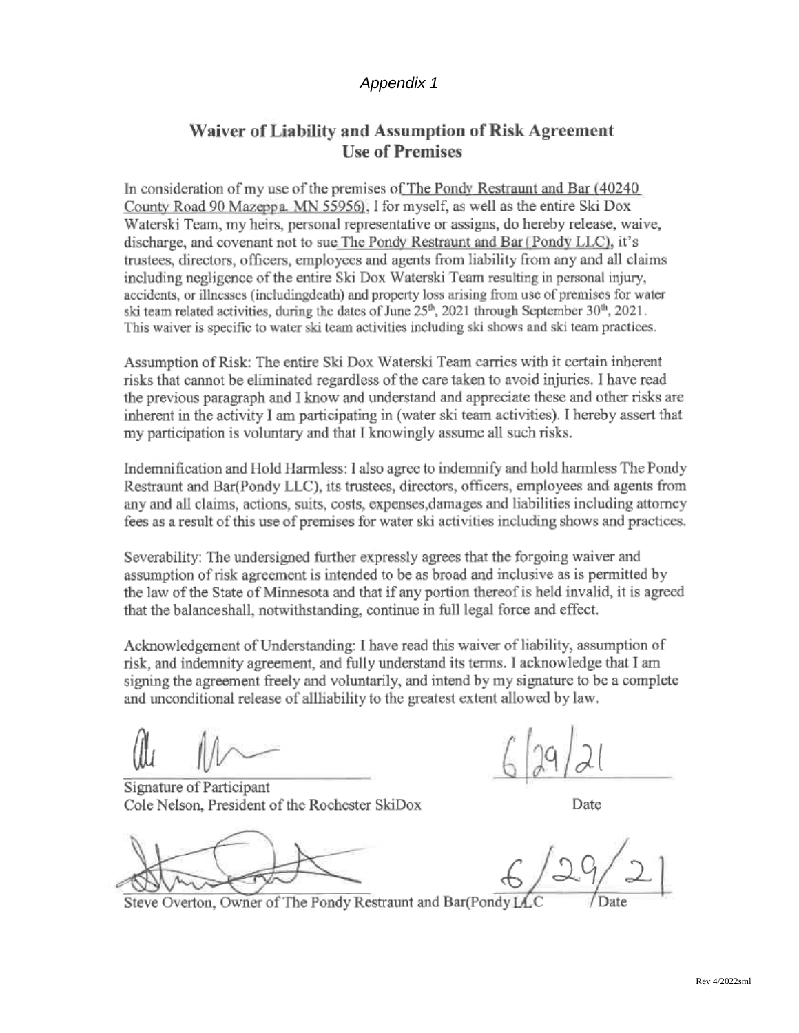*Appendix 1*

# Waiver of Liability and Assumption of Risk Agreement
## Use of Premises

In consideration of my use of the premises of The Pondy Restraunt and Bar (40240 County Road 90 Mazeppa, MN 55956), I for myself, as well as the entire Ski Dox Waterski Team, my heirs, personal representative or assigns, do hereby release, waive, discharge, and covenant not to sue The Pondy Restraunt and Bar (Pondy LLC), it's trustees, directors, officers, employees and agents from liability from any and all claims including negligence of the entire Ski Dox Waterski Team resulting in personal injury, accidents, or illnesses (includingdeath) and property loss arising from use of premises for water ski team related activities, during the dates of June 25th, 2021 through September 30th, 2021. This waiver is specific to water ski team activities including ski shows and ski team practices.

Assumption of Risk: The entire Ski Dox Waterski Team carries with it certain inherent risks that cannot be eliminated regardless of the care taken to avoid injuries. I have read the previous paragraph and I know and understand and appreciate these and other risks are inherent in the activity I am participating in (water ski team activities). I hereby assert that my participation is voluntary and that I knowingly assume all such risks.

Indemnification and Hold Harmless: I also agree to indemnify and hold harmless The Pondy Restraunt and Bar(Pondy LLC), its trustees, directors, officers, employees and agents from any and all claims, actions, suits, costs, expenses,damages and liabilities including attorney fees as a result of this use of premises for water ski activities including shows and practices.

Severability: The undersigned further expressly agrees that the forgoing waiver and assumption of risk agreement is intended to be as broad and inclusive as is permitted by the law of the State of Minnesota and that if any portion thereof is held invalid, it is agreed that the balanceshall, notwithstanding, continue in full legal force and effect.

Acknowledgement of Understanding: I have read this waiver of liability, assumption of risk, and indemnity agreement, and fully understand its terms. I acknowledge that I am signing the agreement freely and voluntarily, and intend by my signature to be a complete and unconditional release of allliability to the greatest extent allowed by law.

6/29/21

Signature of Participant
Cole Nelson, President of the Rochester SkiDox — Date

6/29/21

Steve Overton, Owner of The Pondy Restraunt and Bar(Pondy LLC — Date

Rev 4/2022sml